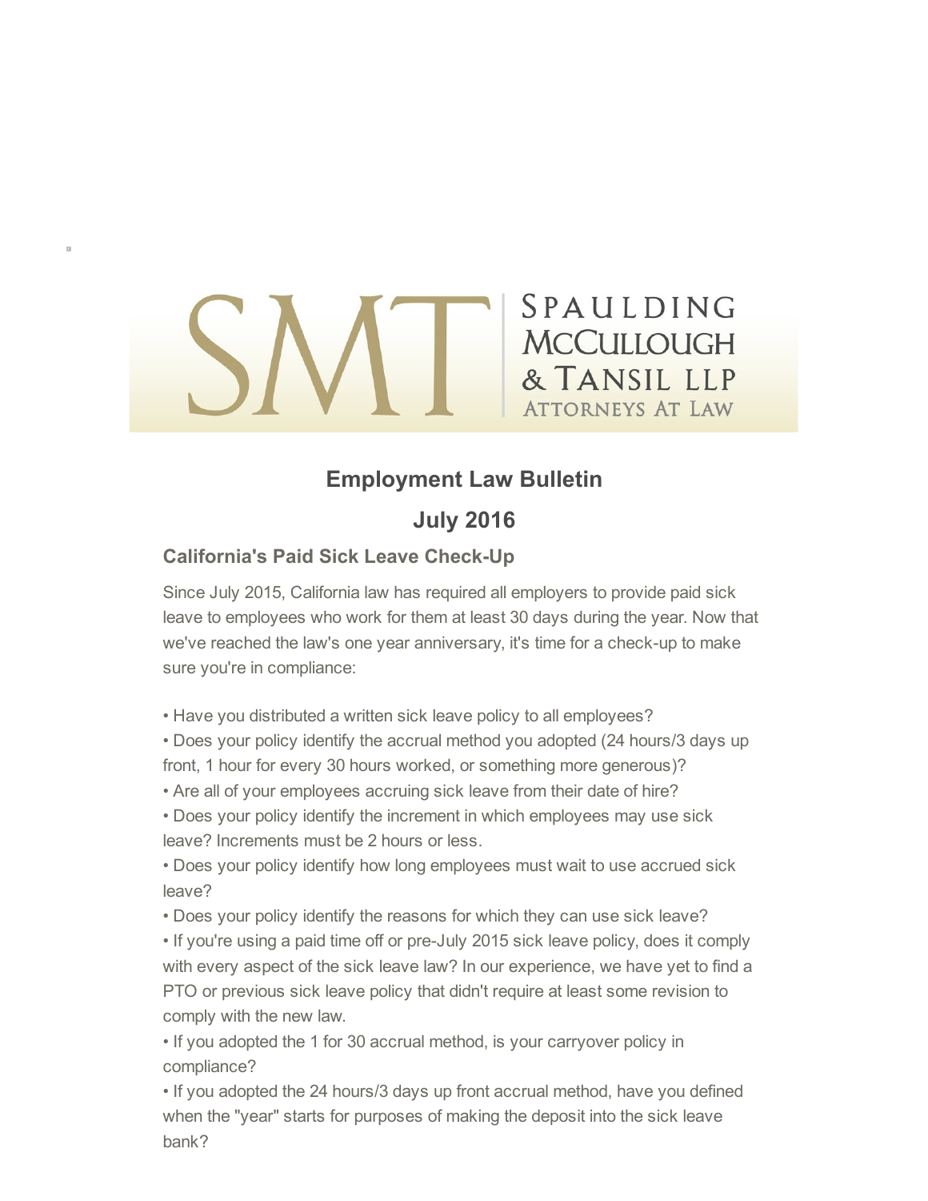SPAULDING MCCULLOUGH & TANSIL LLP
ATTORNEYS AT LAW

# Employment Law Bulletin

# July 2016

## California's Paid Sick Leave Check-Up

Since July 2015, California law has required all employers to provide paid sick leave to employees who work for them at least 30 days during the year. Now that we've reached the law's one year anniversary, it's time for a check-up to make sure you're in compliance:

- Have you distributed a written sick leave policy to all employees?
- Does your policy identify the accrual method you adopted (24 hours/3 days up front, 1 hour for every 30 hours worked, or something more generous)?
- Are all of your employees accruing sick leave from their date of hire?
- Does your policy identify the increment in which employees may use sick leave? Increments must be 2 hours or less.
- Does your policy identify how long employees must wait to use accrued sick leave?
- Does your policy identify the reasons for which they can use sick leave?
- If you're using a paid time off or pre-July 2015 sick leave policy, does it comply with every aspect of the sick leave law? In our experience, we have yet to find a PTO or previous sick leave policy that didn't require at least some revision to comply with the new law.
- If you adopted the 1 for 30 accrual method, is your carryover policy in compliance?
- If you adopted the 24 hours/3 days up front accrual method, have you defined when the "year" starts for purposes of making the deposit into the sick leave bank?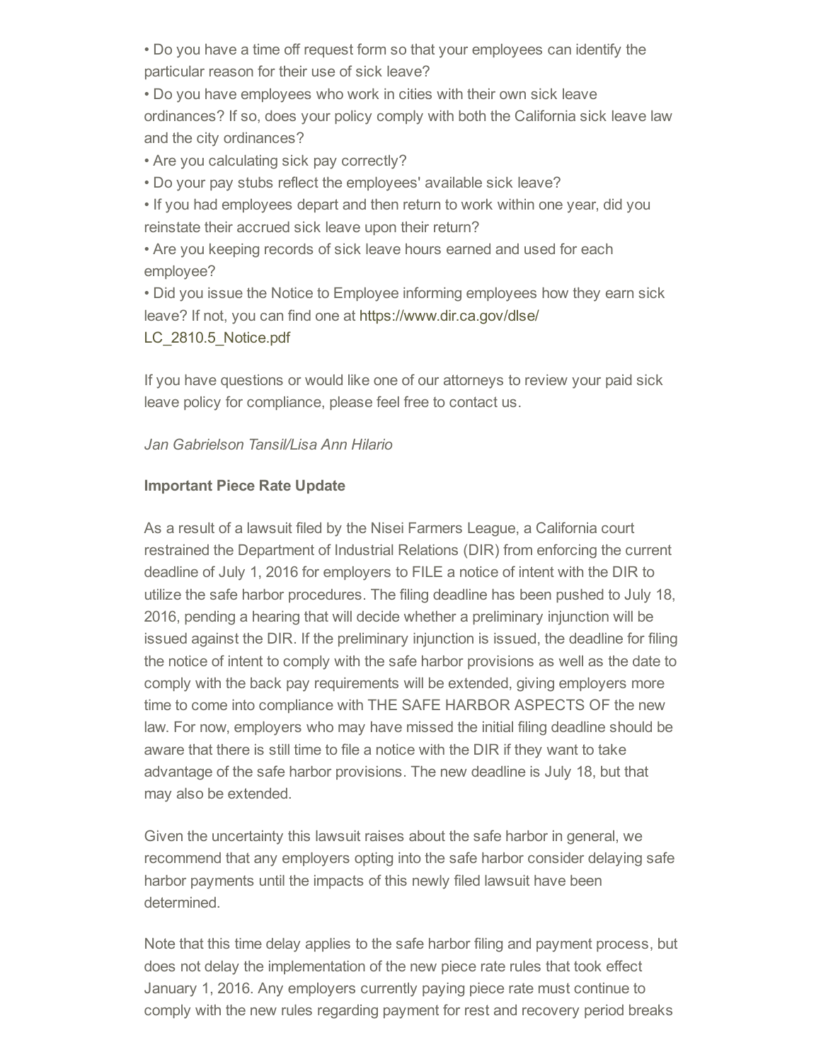- Do you have a time off request form so that your employees can identify the particular reason for their use of sick leave?
- Do you have employees who work in cities with their own sick leave ordinances? If so, does your policy comply with both the California sick leave law and the city ordinances?
- Are you calculating sick pay correctly?
- Do your pay stubs reflect the employees' available sick leave?
- If you had employees depart and then return to work within one year, did you reinstate their accrued sick leave upon their return?
- Are you keeping records of sick leave hours earned and used for each employee?
- Did you issue the Notice to Employee informing employees how they earn sick leave? If not, you can find one at https://www.dir.ca.gov/dlse/LC_2810.5_Notice.pdf

If you have questions or would like one of our attorneys to review your paid sick leave policy for compliance, please feel free to contact us.

*Jan Gabrielson Tansil/Lisa Ann Hilario*

**Important Piece Rate Update**

As a result of a lawsuit filed by the Nisei Farmers League, a California court restrained the Department of Industrial Relations (DIR) from enforcing the current deadline of July 1, 2016 for employers to FILE a notice of intent with the DIR to utilize the safe harbor procedures. The filing deadline has been pushed to July 18, 2016, pending a hearing that will decide whether a preliminary injunction will be issued against the DIR. If the preliminary injunction is issued, the deadline for filing the notice of intent to comply with the safe harbor provisions as well as the date to comply with the back pay requirements will be extended, giving employers more time to come into compliance with THE SAFE HARBOR ASPECTS OF the new law. For now, employers who may have missed the initial filing deadline should be aware that there is still time to file a notice with the DIR if they want to take advantage of the safe harbor provisions. The new deadline is July 18, but that may also be extended.

Given the uncertainty this lawsuit raises about the safe harbor in general, we recommend that any employers opting into the safe harbor consider delaying safe harbor payments until the impacts of this newly filed lawsuit have been determined.

Note that this time delay applies to the safe harbor filing and payment process, but does not delay the implementation of the new piece rate rules that took effect January 1, 2016. Any employers currently paying piece rate must continue to comply with the new rules regarding payment for rest and recovery period breaks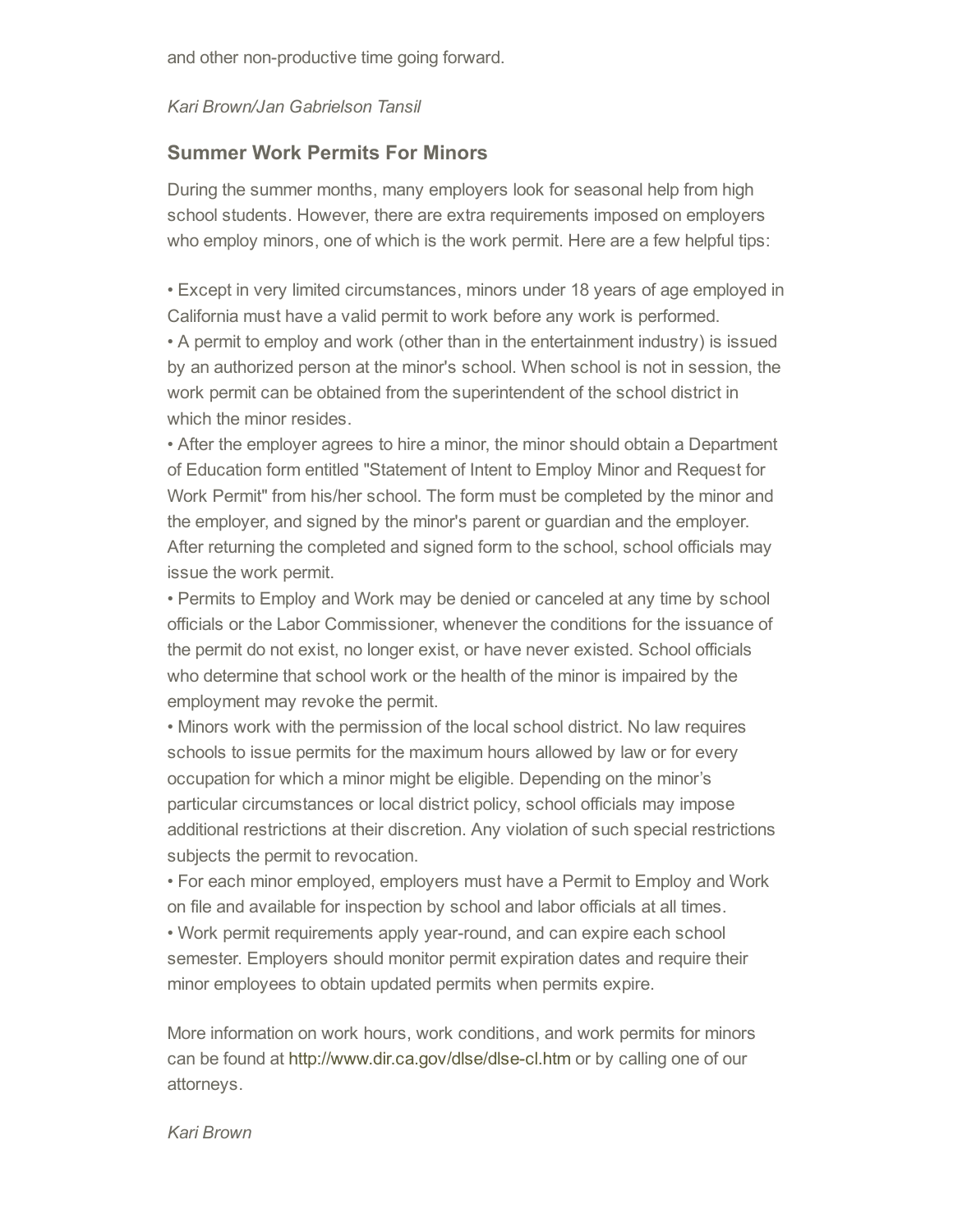and other non-productive time going forward.

*Kari Brown/Jan Gabrielson Tansil*

## Summer Work Permits For Minors

During the summer months, many employers look for seasonal help from high school students. However, there are extra requirements imposed on employers who employ minors, one of which is the work permit. Here are a few helpful tips:

• Except in very limited circumstances, minors under 18 years of age employed in California must have a valid permit to work before any work is performed.
• A permit to employ and work (other than in the entertainment industry) is issued by an authorized person at the minor's school. When school is not in session, the work permit can be obtained from the superintendent of the school district in which the minor resides.
• After the employer agrees to hire a minor, the minor should obtain a Department of Education form entitled "Statement of Intent to Employ Minor and Request for Work Permit" from his/her school. The form must be completed by the minor and the employer, and signed by the minor's parent or guardian and the employer. After returning the completed and signed form to the school, school officials may issue the work permit.
• Permits to Employ and Work may be denied or canceled at any time by school officials or the Labor Commissioner, whenever the conditions for the issuance of the permit do not exist, no longer exist, or have never existed. School officials who determine that school work or the health of the minor is impaired by the employment may revoke the permit.
• Minors work with the permission of the local school district. No law requires schools to issue permits for the maximum hours allowed by law or for every occupation for which a minor might be eligible. Depending on the minor's particular circumstances or local district policy, school officials may impose additional restrictions at their discretion. Any violation of such special restrictions subjects the permit to revocation.
• For each minor employed, employers must have a Permit to Employ and Work on file and available for inspection by school and labor officials at all times.
• Work permit requirements apply year-round, and can expire each school semester. Employers should monitor permit expiration dates and require their minor employees to obtain updated permits when permits expire.

More information on work hours, work conditions, and work permits for minors can be found at http://www.dir.ca.gov/dlse/dlse-cl.htm or by calling one of our attorneys.

*Kari Brown*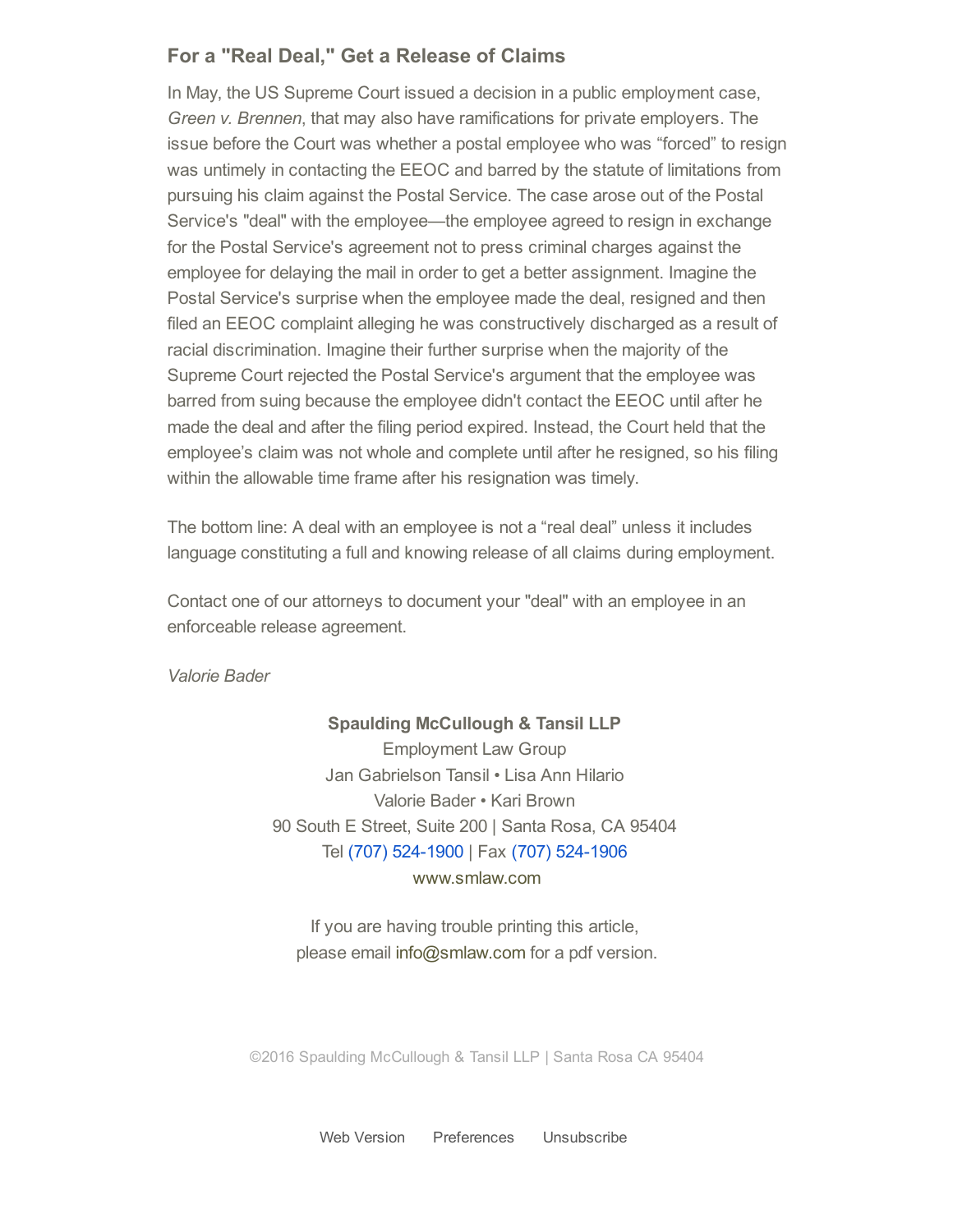## For a "Real Deal," Get a Release of Claims

In May, the US Supreme Court issued a decision in a public employment case, *Green v. Brennen*, that may also have ramifications for private employers. The issue before the Court was whether a postal employee who was “forced” to resign was untimely in contacting the EEOC and barred by the statute of limitations from pursuing his claim against the Postal Service. The case arose out of the Postal Service's "deal" with the employee—the employee agreed to resign in exchange for the Postal Service's agreement not to press criminal charges against the employee for delaying the mail in order to get a better assignment. Imagine the Postal Service's surprise when the employee made the deal, resigned and then filed an EEOC complaint alleging he was constructively discharged as a result of racial discrimination. Imagine their further surprise when the majority of the Supreme Court rejected the Postal Service's argument that the employee was barred from suing because the employee didn't contact the EEOC until after he made the deal and after the filing period expired. Instead, the Court held that the employee’s claim was not whole and complete until after he resigned, so his filing within the allowable time frame after his resignation was timely.

The bottom line: A deal with an employee is not a “real deal” unless it includes language constituting a full and knowing release of all claims during employment.

Contact one of our attorneys to document your "deal" with an employee in an enforceable release agreement.

*Valorie Bader*

**Spaulding McCullough & Tansil LLP**
Employment Law Group
Jan Gabrielson Tansil • Lisa Ann Hilario
Valorie Bader • Kari Brown
90 South E Street, Suite 200 | Santa Rosa, CA 95404
Tel (707) 524-1900 | Fax (707) 524-1906
www.smlaw.com

If you are having trouble printing this article,
please email info@smlaw.com for a pdf version.

©2016 Spaulding McCullough & Tansil LLP | Santa Rosa CA 95404

Web Version Preferences Unsubscribe